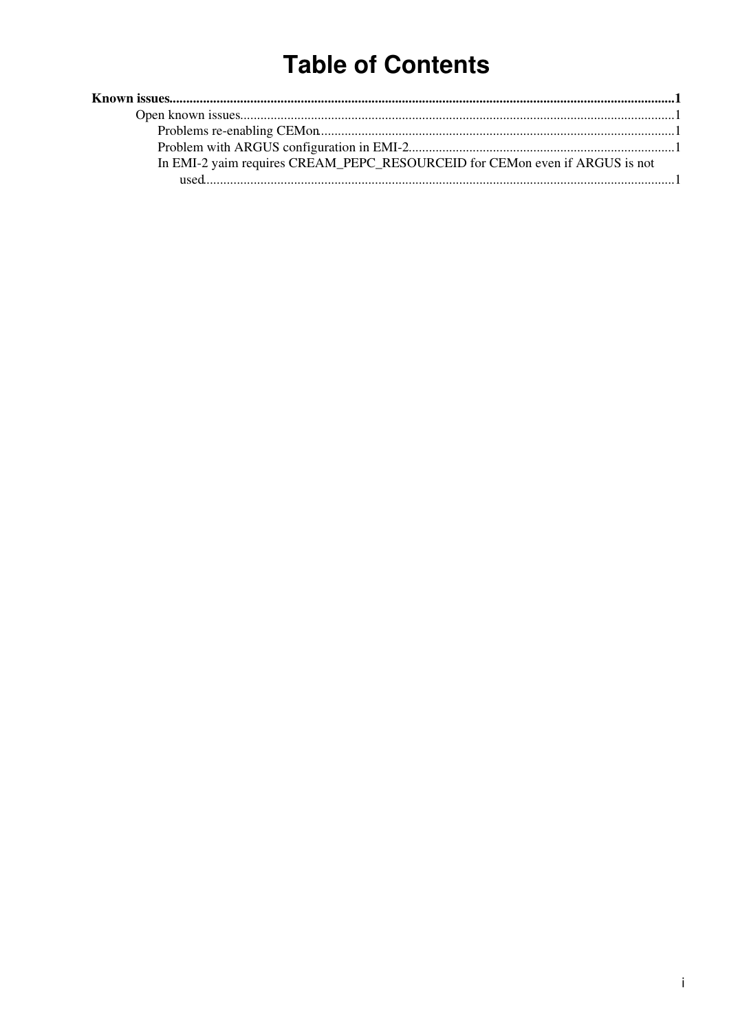# Table of Contents

**Known issues**......................................................................................................................................................1

- Open known issues.................................................................................................................................1
  - Problems re-enabling CEMon.........................................................................................................1
  - Problem with ARGUS configuration in EMI-2...............................................................................1
  - In EMI-2 yaim requires CREAM_PEPC_RESOURCEID for CEMon even if ARGUS is not used..........................................................................................................................................1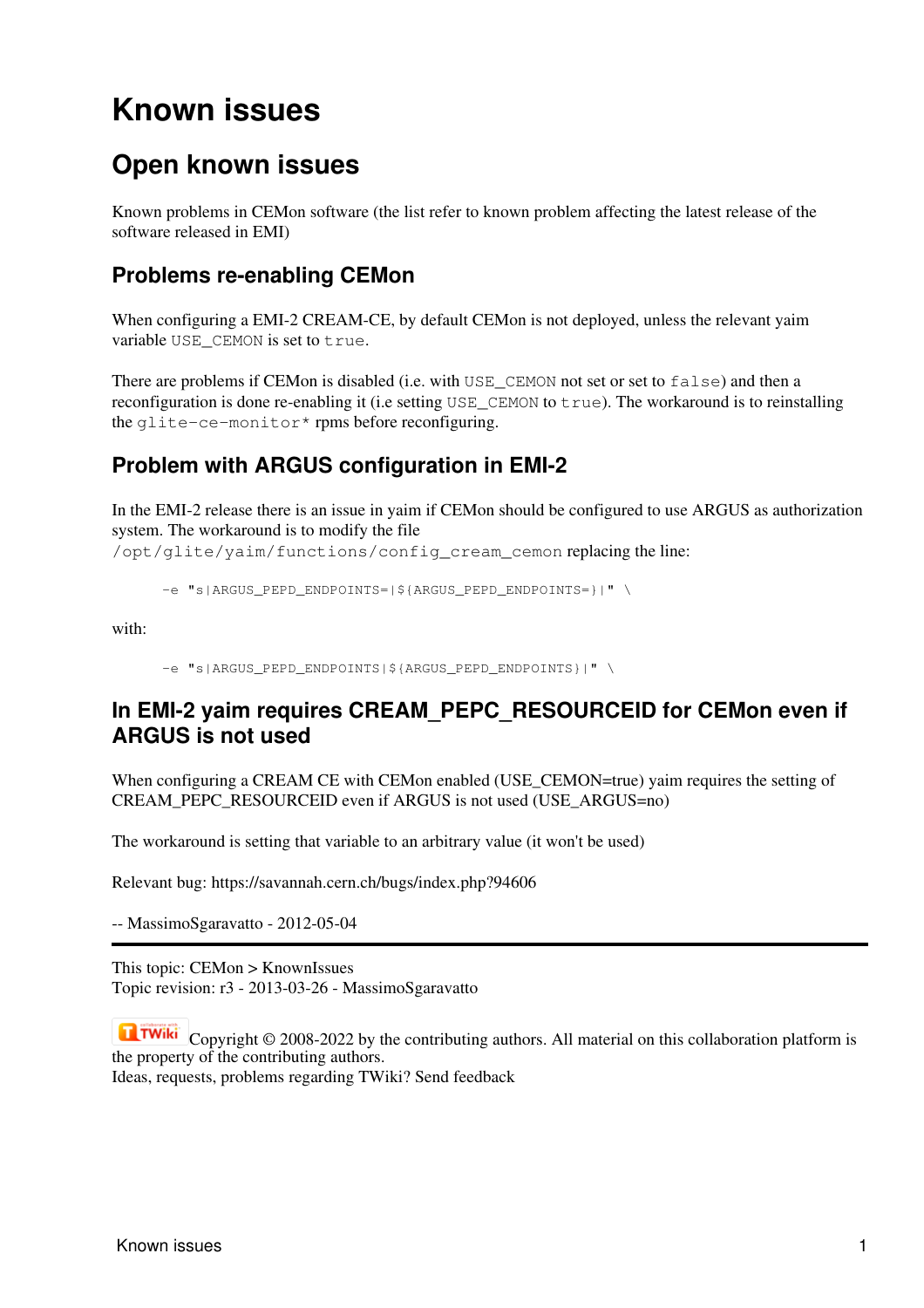# Known issues

## Open known issues

Known problems in CEMon software (the list refer to known problem affecting the latest release of the software released in EMI)

### Problems re-enabling CEMon

When configuring a EMI-2 CREAM-CE, by default CEMon is not deployed, unless the relevant yaim variable `USE_CEMON` is set to `true`.

There are problems if CEMon is disabled (i.e. with `USE_CEMON` not set or set to `false`) and then a reconfiguration is done re-enabling it (i.e setting `USE_CEMON` to `true`). The workaround is to reinstalling the `glite-ce-monitor*` rpms before reconfiguring.

### Problem with ARGUS configuration in EMI-2

In the EMI-2 release there is an issue in yaim if CEMon should be configured to use ARGUS as authorization system. The workaround is to modify the file `/opt/glite/yaim/functions/config_cream_cemon` replacing the line:

```
-e "s|ARGUS_PEPD_ENDPOINTS=|${ARGUS_PEPD_ENDPOINTS=}|" \
```

with:

```
-e "s|ARGUS_PEPD_ENDPOINTS|${ARGUS_PEPD_ENDPOINTS}|" \
```

### In EMI-2 yaim requires CREAM_PEPC_RESOURCEID for CEMon even if ARGUS is not used

When configuring a CREAM CE with CEMon enabled (USE_CEMON=true) yaim requires the setting of CREAM_PEPC_RESOURCEID even if ARGUS is not used (USE_ARGUS=no)

The workaround is setting that variable to an arbitrary value (it won't be used)

Relevant bug: https://savannah.cern.ch/bugs/index.php?94606

-- MassimoSgaravatto - 2012-05-04

---

This topic: CEMon > KnownIssues
Topic revision: r3 - 2013-03-26 - MassimoSgaravatto

Copyright © 2008-2022 by the contributing authors. All material on this collaboration platform is the property of the contributing authors.
Ideas, requests, problems regarding TWiki? Send feedback